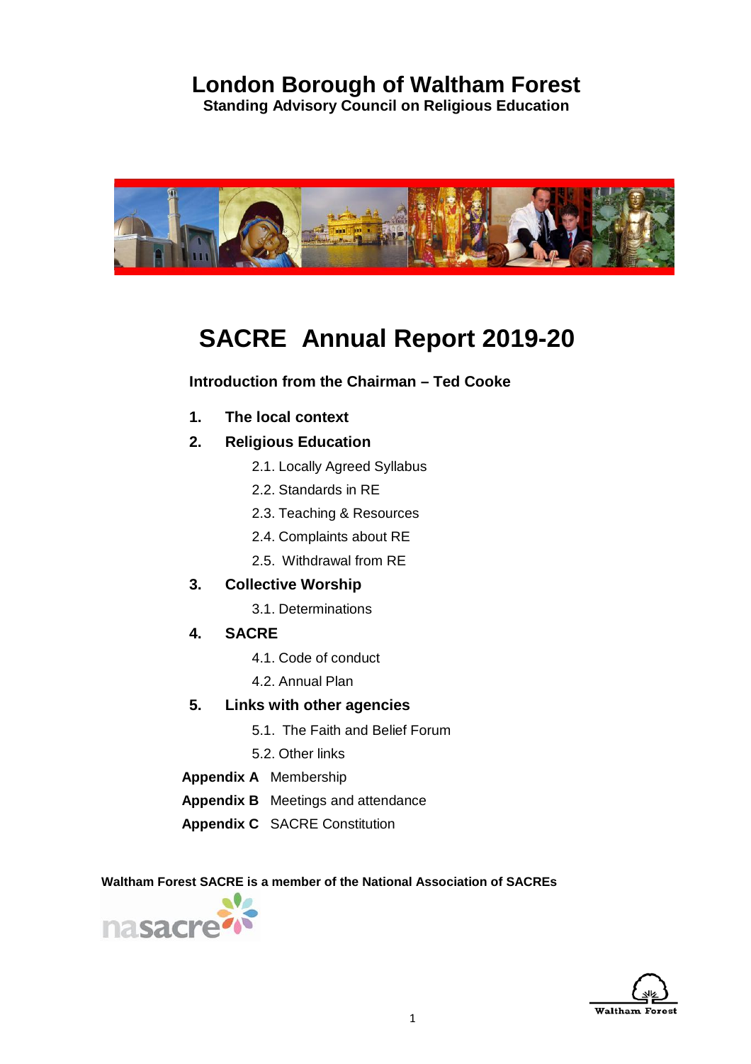# London Borough of Waltham Forest

**Standing Advisory Council on Religious Education**

# SACRE Annual Report 2019-20

**Introduction from the Chairman – Ted Cooke**

1. **The local context**
2. **Religious Education**
   - 2.1. Locally Agreed Syllabus
   - 2.2. Standards in RE
   - 2.3. Teaching & Resources
   - 2.4. Complaints about RE
   - 2.5. Withdrawal from RE
3. **Collective Worship**
   - 3.1. Determinations
4. **SACRE**
   - 4.1. Code of conduct
   - 4.2. Annual Plan
5. **Links with other agencies**
   - 5.1. The Faith and Belief Forum
   - 5.2. Other links

**Appendix A** Membership

**Appendix B** Meetings and attendance

**Appendix C** SACRE Constitution

**Waltham Forest SACRE is a member of the National Association of SACREs**

nasacre

Waltham Forest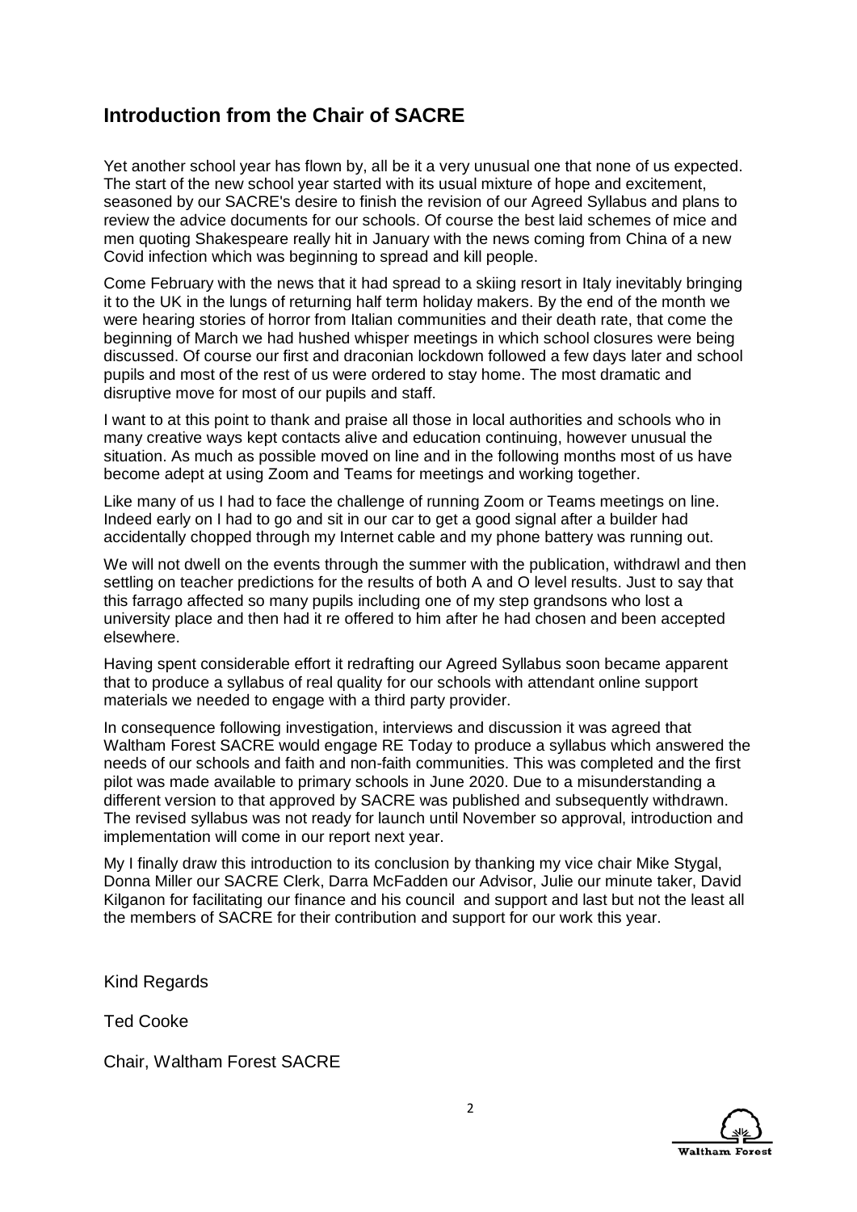## Introduction from the Chair of SACRE

Yet another school year has flown by, all be it a very unusual one that none of us expected. The start of the new school year started with its usual mixture of hope and excitement, seasoned by our SACRE's desire to finish the revision of our Agreed Syllabus and plans to review the advice documents for our schools. Of course the best laid schemes of mice and men quoting Shakespeare really hit in January with the news coming from China of a new Covid infection which was beginning to spread and kill people.

Come February with the news that it had spread to a skiing resort in Italy inevitably bringing it to the UK in the lungs of returning half term holiday makers. By the end of the month we were hearing stories of horror from Italian communities and their death rate, that come the beginning of March we had hushed whisper meetings in which school closures were being discussed. Of course our first and draconian lockdown followed a few days later and school pupils and most of the rest of us were ordered to stay home. The most dramatic and disruptive move for most of our pupils and staff.

I want to at this point to thank and praise all those in local authorities and schools who in many creative ways kept contacts alive and education continuing, however unusual the situation. As much as possible moved on line and in the following months most of us have become adept at using Zoom and Teams for meetings and working together.

Like many of us I had to face the challenge of running Zoom or Teams meetings on line. Indeed early on I had to go and sit in our car to get a good signal after a builder had accidentally chopped through my Internet cable and my phone battery was running out.

We will not dwell on the events through the summer with the publication, withdrawl and then settling on teacher predictions for the results of both A and O level results. Just to say that this farrago affected so many pupils including one of my step grandsons who lost a university place and then had it re offered to him after he had chosen and been accepted elsewhere.

Having spent considerable effort it redrafting our Agreed Syllabus soon became apparent that to produce a syllabus of real quality for our schools with attendant online support materials we needed to engage with a third party provider.

In consequence following investigation, interviews and discussion it was agreed that Waltham Forest SACRE would engage RE Today to produce a syllabus which answered the needs of our schools and faith and non-faith communities. This was completed and the first pilot was made available to primary schools in June 2020. Due to a misunderstanding a different version to that approved by SACRE was published and subsequently withdrawn. The revised syllabus was not ready for launch until November so approval, introduction and implementation will come in our report next year.

My I finally draw this introduction to its conclusion by thanking my vice chair Mike Stygal, Donna Miller our SACRE Clerk, Darra McFadden our Advisor, Julie our minute taker, David Kilganon for facilitating our finance and his council and support and last but not the least all the members of SACRE for their contribution and support for our work this year.

Kind Regards

Ted Cooke

Chair, Waltham Forest SACRE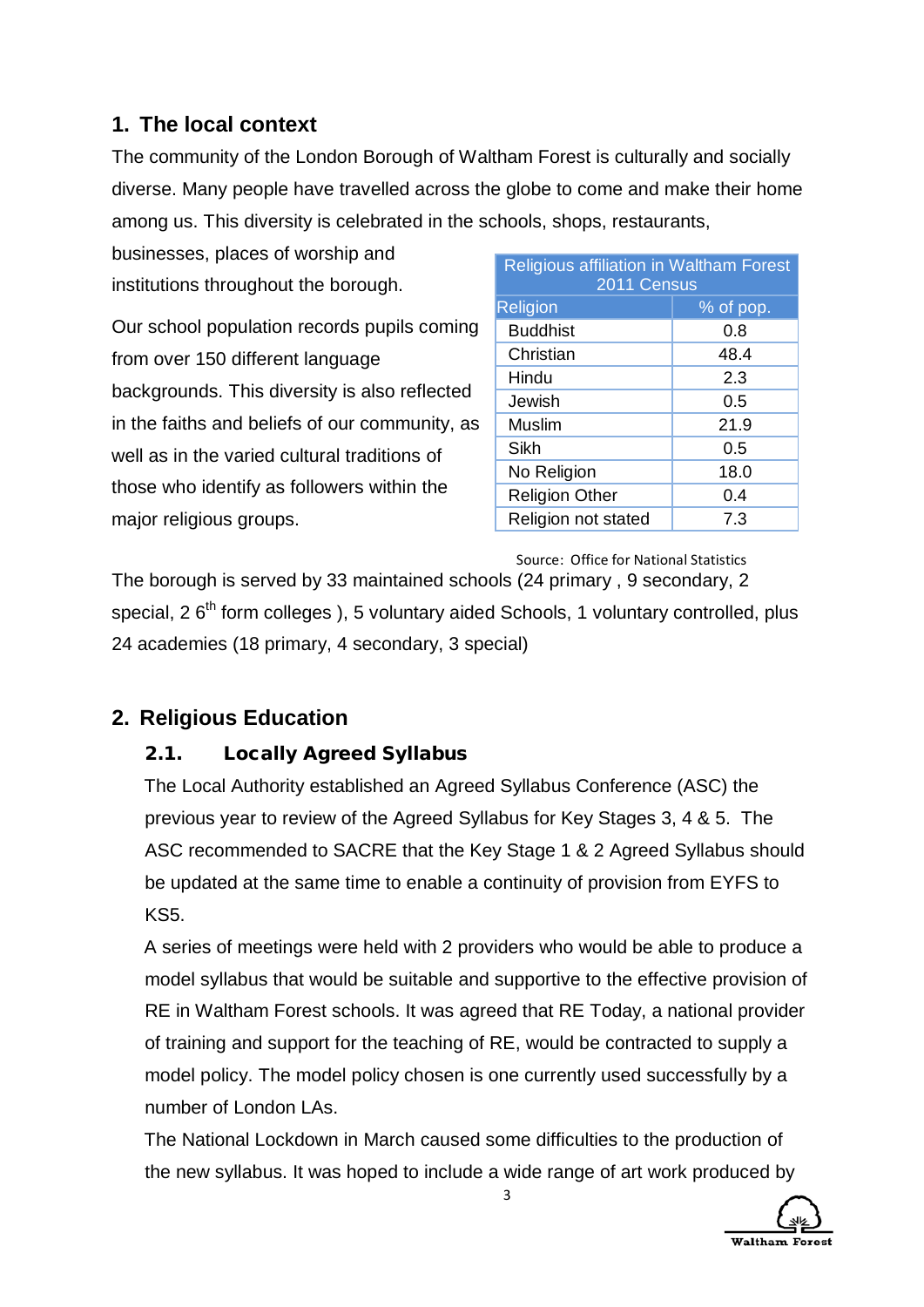## 1. The local context

The community of the London Borough of Waltham Forest is culturally and socially diverse. Many people have travelled across the globe to come and make their home among us. This diversity is celebrated in the schools, shops, restaurants, businesses, places of worship and institutions throughout the borough.

Our school population records pupils coming from over 150 different language backgrounds. This diversity is also reflected in the faiths and beliefs of our community, as well as in the varied cultural traditions of those who identify as followers within the major religious groups.

| Religious affiliation in Waltham Forest 2011 Census | |
|---|---|
| Religion | % of pop. |
| Buddhist | 0.8 |
| Christian | 48.4 |
| Hindu | 2.3 |
| Jewish | 0.5 |
| Muslim | 21.9 |
| Sikh | 0.5 |
| No Religion | 18.0 |
| Religion Other | 0.4 |
| Religion not stated | 7.3 |

Source: Office for National Statistics

The borough is served by 33 maintained schools (24 primary , 9 secondary, 2 special, 2 6th form colleges ), 5 voluntary aided Schools, 1 voluntary controlled, plus 24 academies (18 primary, 4 secondary, 3 special)

## 2. Religious Education

### 2.1. Locally Agreed Syllabus

The Local Authority established an Agreed Syllabus Conference (ASC) the previous year to review of the Agreed Syllabus for Key Stages 3, 4 & 5. The ASC recommended to SACRE that the Key Stage 1 & 2 Agreed Syllabus should be updated at the same time to enable a continuity of provision from EYFS to KS5.

A series of meetings were held with 2 providers who would be able to produce a model syllabus that would be suitable and supportive to the effective provision of RE in Waltham Forest schools. It was agreed that RE Today, a national provider of training and support for the teaching of RE, would be contracted to supply a model policy. The model policy chosen is one currently used successfully by a number of London LAs.

The National Lockdown in March caused some difficulties to the production of the new syllabus. It was hoped to include a wide range of art work produced by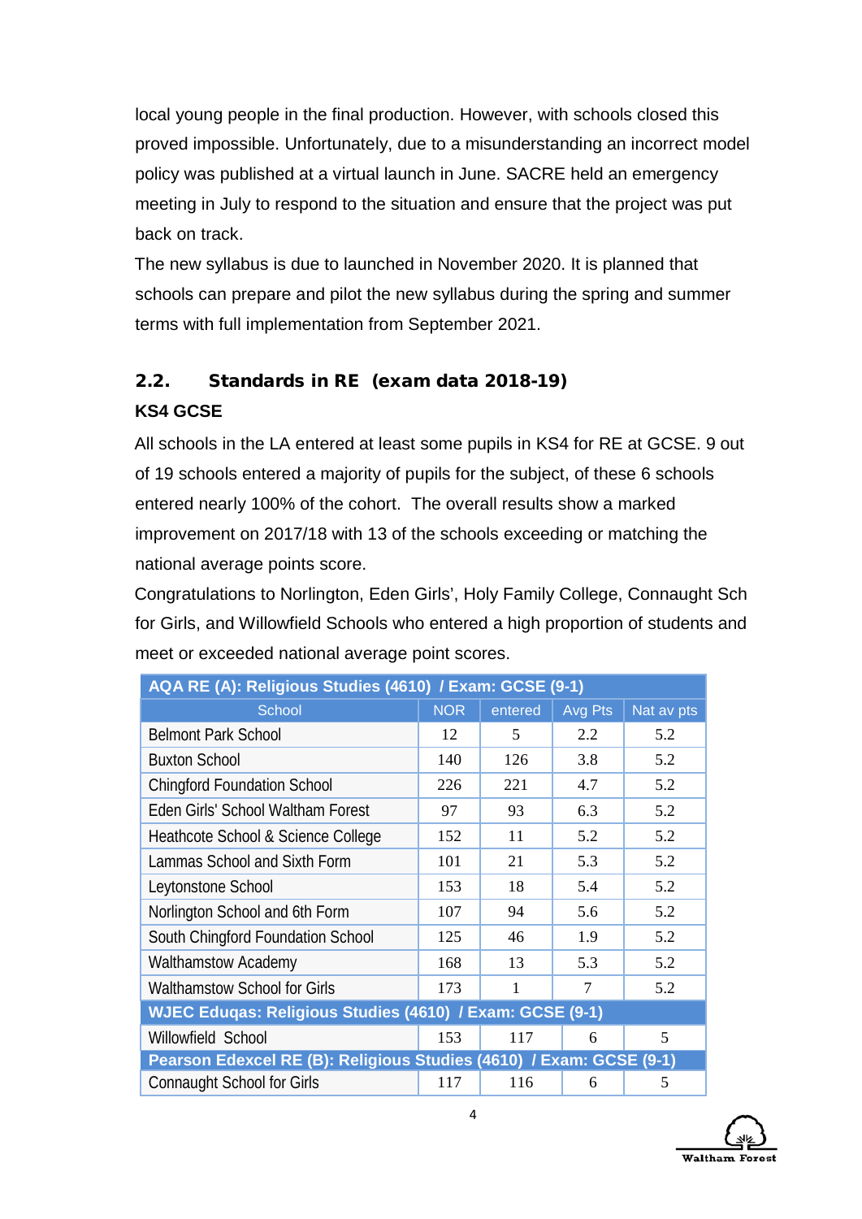local young people in the final production. However, with schools closed this proved impossible. Unfortunately, due to a misunderstanding an incorrect model policy was published at a virtual launch in June. SACRE held an emergency meeting in July to respond to the situation and ensure that the project was put back on track.

The new syllabus is due to launched in November 2020. It is planned that schools can prepare and pilot the new syllabus during the spring and summer terms with full implementation from September 2021.

## 2.2. Standards in RE (exam data 2018-19)

### KS4 GCSE

All schools in the LA entered at least some pupils in KS4 for RE at GCSE. 9 out of 19 schools entered a majority of pupils for the subject, of these 6 schools entered nearly 100% of the cohort. The overall results show a marked improvement on 2017/18 with 13 of the schools exceeding or matching the national average points score.

Congratulations to Norlington, Eden Girls', Holy Family College, Connaught Sch for Girls, and Willowfield Schools who entered a high proportion of students and meet or exceeded national average point scores.

| AQA RE (A): Religious Studies (4610) / Exam: GCSE (9-1) | | | | |
|---|---|---|---|---|
| School | NOR | entered | Avg Pts | Nat av pts |
| Belmont Park School | 12 | 5 | 2.2 | 5.2 |
| Buxton School | 140 | 126 | 3.8 | 5.2 |
| Chingford Foundation School | 226 | 221 | 4.7 | 5.2 |
| Eden Girls' School Waltham Forest | 97 | 93 | 6.3 | 5.2 |
| Heathcote School & Science College | 152 | 11 | 5.2 | 5.2 |
| Lammas School and Sixth Form | 101 | 21 | 5.3 | 5.2 |
| Leytonstone School | 153 | 18 | 5.4 | 5.2 |
| Norlington School and 6th Form | 107 | 94 | 5.6 | 5.2 |
| South Chingford Foundation School | 125 | 46 | 1.9 | 5.2 |
| Walthamstow Academy | 168 | 13 | 5.3 | 5.2 |
| Walthamstow School for Girls | 173 | 1 | 7 | 5.2 |
| **WJEC Eduqas: Religious Studies (4610) / Exam: GCSE (9-1)** | | | | |
| Willowfield School | 153 | 117 | 6 | 5 |
| **Pearson Edexcel RE (B): Religious Studies (4610) / Exam: GCSE (9-1)** | | | | |
| Connaught School for Girls | 117 | 116 | 6 | 5 |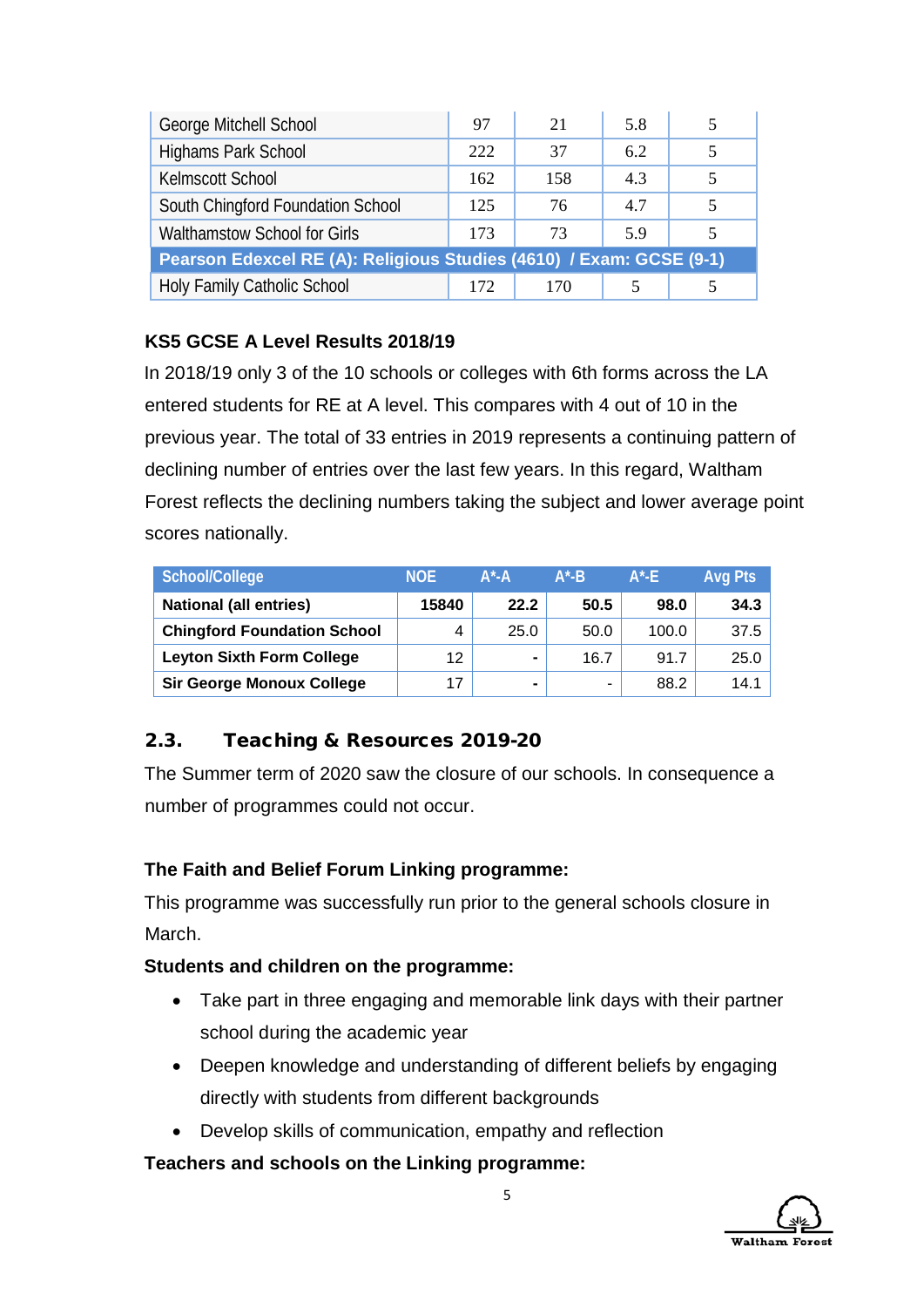| | | | | |
|---|---|---|---|---|
| George Mitchell School | 97 | 21 | 5.8 | 5 |
| Highams Park School | 222 | 37 | 6.2 | 5 |
| Kelmscott School | 162 | 158 | 4.3 | 5 |
| South Chingford Foundation School | 125 | 76 | 4.7 | 5 |
| Walthamstow School for Girls | 173 | 73 | 5.9 | 5 |
| **Pearson Edexcel RE (A): Religious Studies (4610) / Exam: GCSE (9-1)** | | | | |
| Holy Family Catholic School | 172 | 170 | 5 | 5 |

**KS5 GCSE A Level Results 2018/19**

In 2018/19 only 3 of the 10 schools or colleges with 6th forms across the LA entered students for RE at A level. This compares with 4 out of 10 in the previous year. The total of 33 entries in 2019 represents a continuing pattern of declining number of entries over the last few years. In this regard, Waltham Forest reflects the declining numbers taking the subject and lower average point scores nationally.

| School/College | NOE | A*-A | A*-B | A*-E | Avg Pts |
|---|---|---|---|---|---|
| **National (all entries)** | **15840** | **22.2** | **50.5** | **98.0** | **34.3** |
| **Chingford Foundation School** | 4 | 25.0 | 50.0 | 100.0 | 37.5 |
| **Leyton Sixth Form College** | 12 | - | 16.7 | 91.7 | 25.0 |
| **Sir George Monoux College** | 17 | - | - | 88.2 | 14.1 |

## 2.3. Teaching & Resources 2019-20

The Summer term of 2020 saw the closure of our schools. In consequence a number of programmes could not occur.

**The Faith and Belief Forum Linking programme:**

This programme was successfully run prior to the general schools closure in March.

**Students and children on the programme:**

- Take part in three engaging and memorable link days with their partner school during the academic year
- Deepen knowledge and understanding of different beliefs by engaging directly with students from different backgrounds
- Develop skills of communication, empathy and reflection

**Teachers and schools on the Linking programme:**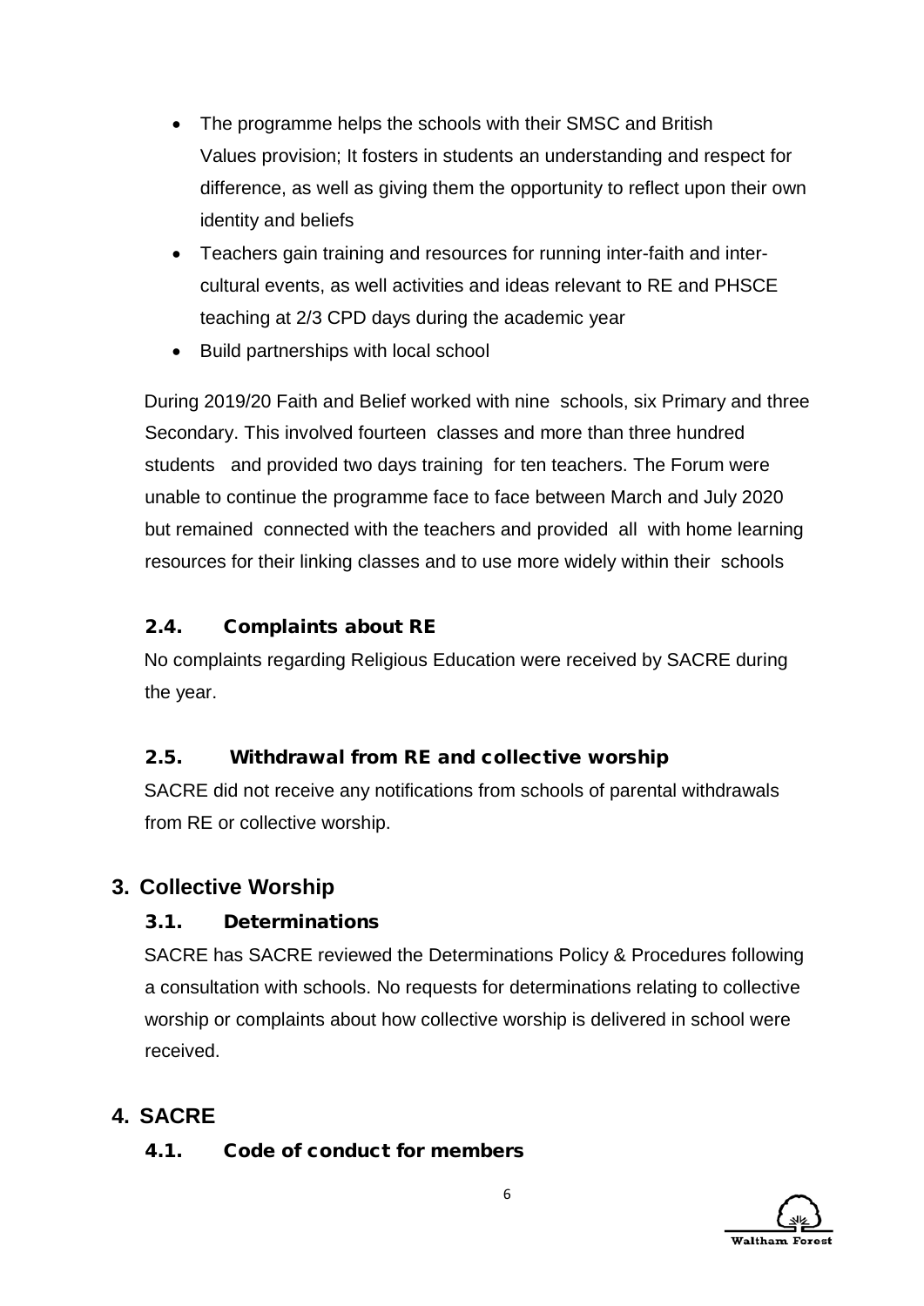- The programme helps the schools with their SMSC and British Values provision; It fosters in students an understanding and respect for difference, as well as giving them the opportunity to reflect upon their own identity and beliefs
- Teachers gain training and resources for running inter-faith and inter-cultural events, as well activities and ideas relevant to RE and PHSCE teaching at 2/3 CPD days during the academic year
- Build partnerships with local school

During 2019/20 Faith and Belief worked with nine schools, six Primary and three Secondary. This involved fourteen classes and more than three hundred students and provided two days training for ten teachers. The Forum were unable to continue the programme face to face between March and July 2020 but remained connected with the teachers and provided all with home learning resources for their linking classes and to use more widely within their schools

### 2.4. Complaints about RE

No complaints regarding Religious Education were received by SACRE during the year.

### 2.5. Withdrawal from RE and collective worship

SACRE did not receive any notifications from schools of parental withdrawals from RE or collective worship.

## 3. Collective Worship

### 3.1. Determinations

SACRE has SACRE reviewed the Determinations Policy & Procedures following a consultation with schools. No requests for determinations relating to collective worship or complaints about how collective worship is delivered in school were received.

## 4. SACRE

### 4.1. Code of conduct for members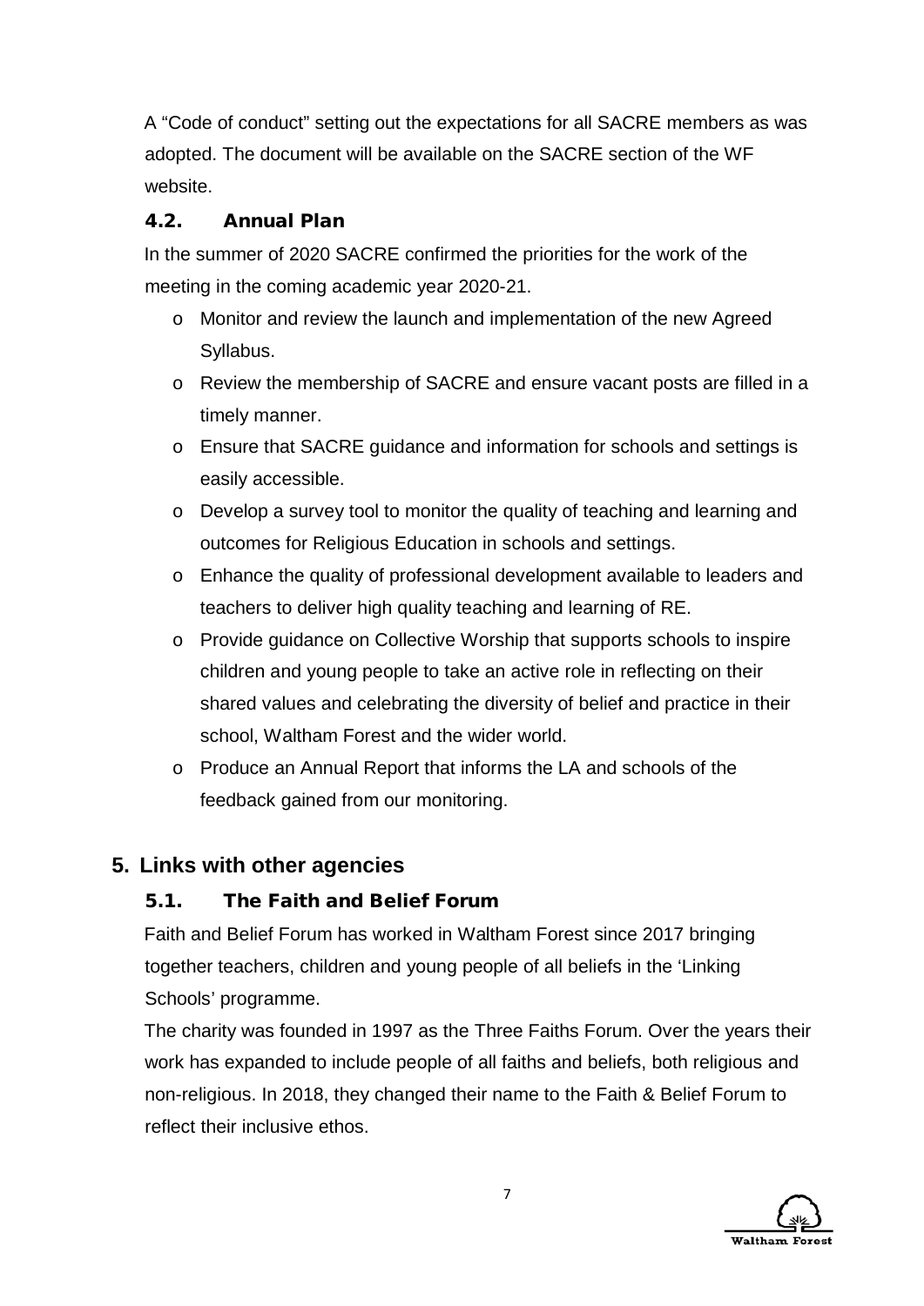A "Code of conduct" setting out the expectations for all SACRE members as was adopted. The document will be available on the SACRE section of the WF website.

### 4.2. Annual Plan

In the summer of 2020 SACRE confirmed the priorities for the work of the meeting in the coming academic year 2020-21.

- Monitor and review the launch and implementation of the new Agreed Syllabus.
- Review the membership of SACRE and ensure vacant posts are filled in a timely manner.
- Ensure that SACRE guidance and information for schools and settings is easily accessible.
- Develop a survey tool to monitor the quality of teaching and learning and outcomes for Religious Education in schools and settings.
- Enhance the quality of professional development available to leaders and teachers to deliver high quality teaching and learning of RE.
- Provide guidance on Collective Worship that supports schools to inspire children and young people to take an active role in reflecting on their shared values and celebrating the diversity of belief and practice in their school, Waltham Forest and the wider world.
- Produce an Annual Report that informs the LA and schools of the feedback gained from our monitoring.

## 5. Links with other agencies

### 5.1. The Faith and Belief Forum

Faith and Belief Forum has worked in Waltham Forest since 2017 bringing together teachers, children and young people of all beliefs in the 'Linking Schools' programme.

The charity was founded in 1997 as the Three Faiths Forum. Over the years their work has expanded to include people of all faiths and beliefs, both religious and non-religious. In 2018, they changed their name to the Faith & Belief Forum to reflect their inclusive ethos.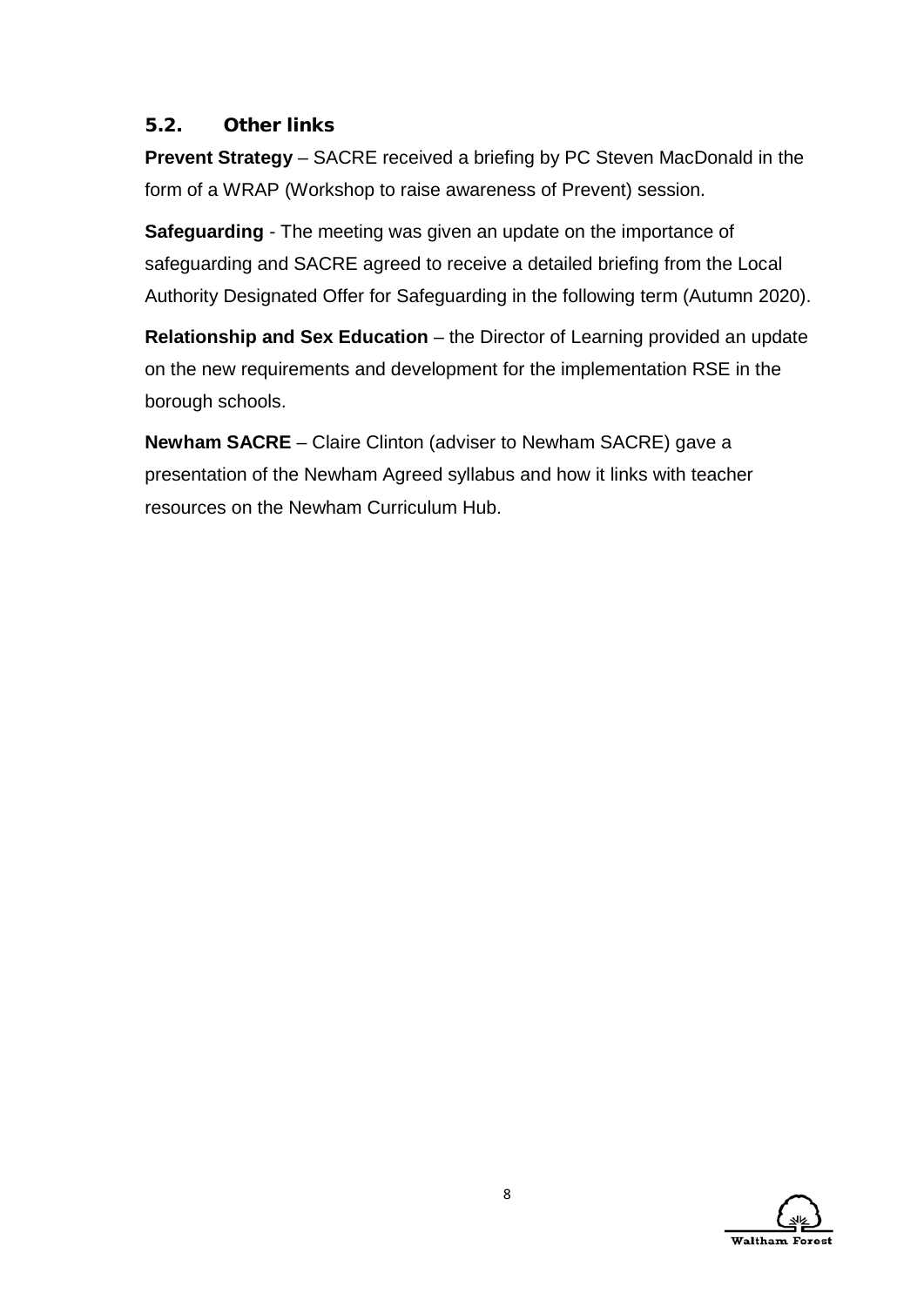### 5.2. Other links

**Prevent Strategy** – SACRE received a briefing by PC Steven MacDonald in the form of a WRAP (Workshop to raise awareness of Prevent) session.

**Safeguarding** - The meeting was given an update on the importance of safeguarding and SACRE agreed to receive a detailed briefing from the Local Authority Designated Offer for Safeguarding in the following term (Autumn 2020).

**Relationship and Sex Education** – the Director of Learning provided an update on the new requirements and development for the implementation RSE in the borough schools.

**Newham SACRE** – Claire Clinton (adviser to Newham SACRE) gave a presentation of the Newham Agreed syllabus and how it links with teacher resources on the Newham Curriculum Hub.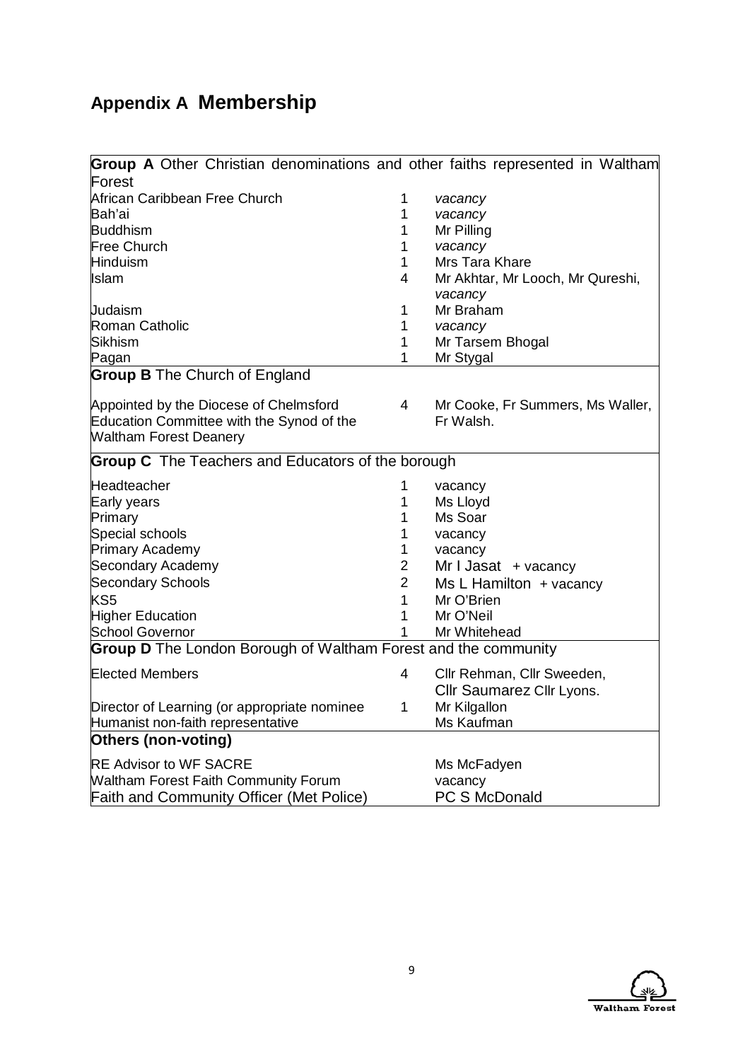# Appendix A Membership

| | | |
|---|---|---|
| **Group A** Other Christian denominations and other faiths represented in Waltham Forest | | |
| African Caribbean Free Church | 1 | *vacancy* |
| Bah'ai | 1 | *vacancy* |
| Buddhism | 1 | Mr Pilling |
| Free Church | 1 | *vacancy* |
| Hinduism | 1 | Mrs Tara Khare |
| Islam | 4 | Mr Akhtar, Mr Looch, Mr Qureshi, *vacancy* |
| Judaism | 1 | Mr Braham |
| Roman Catholic | 1 | *vacancy* |
| Sikhism | 1 | Mr Tarsem Bhogal |
| Pagan | 1 | Mr Stygal |
| **Group B** The Church of England | | |
| Appointed by the Diocese of Chelmsford Education Committee with the Synod of the Waltham Forest Deanery | 4 | Mr Cooke, Fr Summers, Ms Waller, Fr Walsh. |
| **Group C** The Teachers and Educators of the borough | | |
| Headteacher | 1 | vacancy |
| Early years | 1 | Ms Lloyd |
| Primary | 1 | Ms Soar |
| Special schools | 1 | vacancy |
| Primary Academy | 1 | vacancy |
| Secondary Academy | 2 | Mr I Jasat + vacancy |
| Secondary Schools | 2 | Ms L Hamilton + vacancy |
| KS5 | 1 | Mr O'Brien |
| Higher Education | 1 | Mr O'Neil |
| School Governor | 1 | Mr Whitehead |
| **Group D** The London Borough of Waltham Forest and the community | | |
| Elected Members | 4 | Cllr Rehman, Cllr Sweeden, Cllr Saumarez Cllr Lyons. |
| Director of Learning (or appropriate nominee | 1 | Mr Kilgallon |
| Humanist non-faith representative | | Ms Kaufman |
| **Others (non-voting)** | | |
| RE Advisor to WF SACRE | | Ms McFadyen |
| Waltham Forest Faith Community Forum | | vacancy |
| Faith and Community Officer (Met Police) | | PC S McDonald |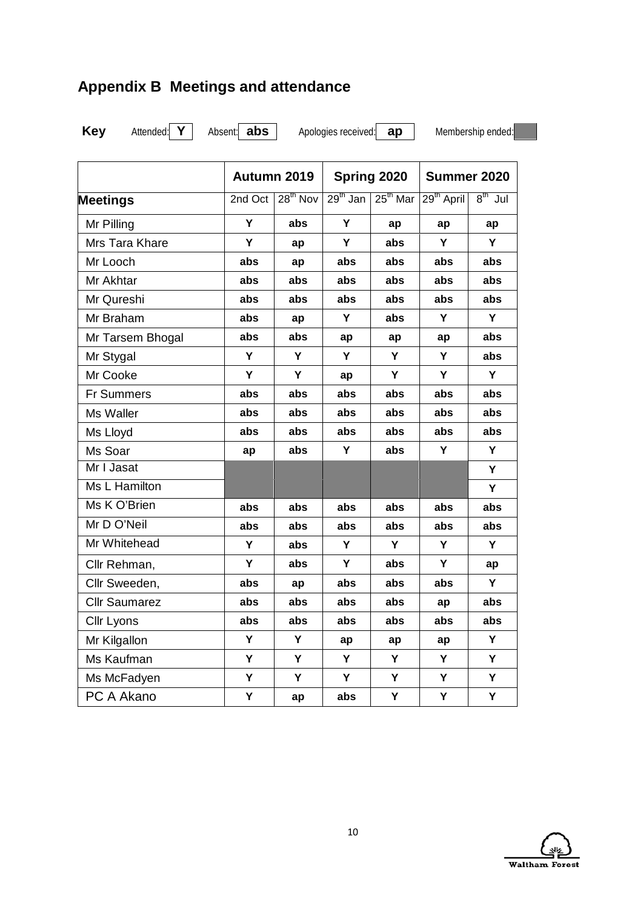## Appendix B  Meetings and attendance

**Key** Attended: **Y** Absent: **abs** Apologies received: **ap** Membership ended: (shaded)

| | Autumn 2019 | | Spring 2020 | | Summer 2020 | |
|---|---|---|---|---|---|---|
| **Meetings** | 2nd Oct | 28th Nov | 29th Jan | 25th Mar | 29th April | 8th Jul |
| Mr Pilling | Y | abs | Y | ap | ap | ap |
| Mrs Tara Khare | Y | ap | Y | abs | Y | Y |
| Mr Looch | abs | ap | abs | abs | abs | abs |
| Mr Akhtar | abs | abs | abs | abs | abs | abs |
| Mr Qureshi | abs | abs | abs | abs | abs | abs |
| Mr Braham | abs | ap | Y | abs | Y | Y |
| Mr Tarsem Bhogal | abs | abs | ap | ap | ap | abs |
| Mr Stygal | Y | Y | Y | Y | Y | abs |
| Mr Cooke | Y | Y | ap | Y | Y | Y |
| Fr Summers | abs | abs | abs | abs | abs | abs |
| Ms Waller | abs | abs | abs | abs | abs | abs |
| Ms Lloyd | abs | abs | abs | abs | abs | abs |
| Ms Soar | ap | abs | Y | abs | Y | Y |
| Mr I Jasat | | | | | | Y |
| Ms L Hamilton | | | | | | Y |
| Ms K O'Brien | abs | abs | abs | abs | abs | abs |
| Mr D O'Neil | abs | abs | abs | abs | abs | abs |
| Mr Whitehead | Y | abs | Y | Y | Y | Y |
| Cllr Rehman, | Y | abs | Y | abs | Y | ap |
| Cllr Sweeden, | abs | ap | abs | abs | abs | Y |
| Cllr Saumarez | abs | abs | abs | abs | ap | abs |
| Cllr Lyons | abs | abs | abs | abs | abs | abs |
| Mr Kilgallon | Y | Y | ap | ap | ap | Y |
| Ms Kaufman | Y | Y | Y | Y | Y | Y |
| Ms McFadyen | Y | Y | Y | Y | Y | Y |
| PC A Akano | Y | ap | abs | Y | Y | Y |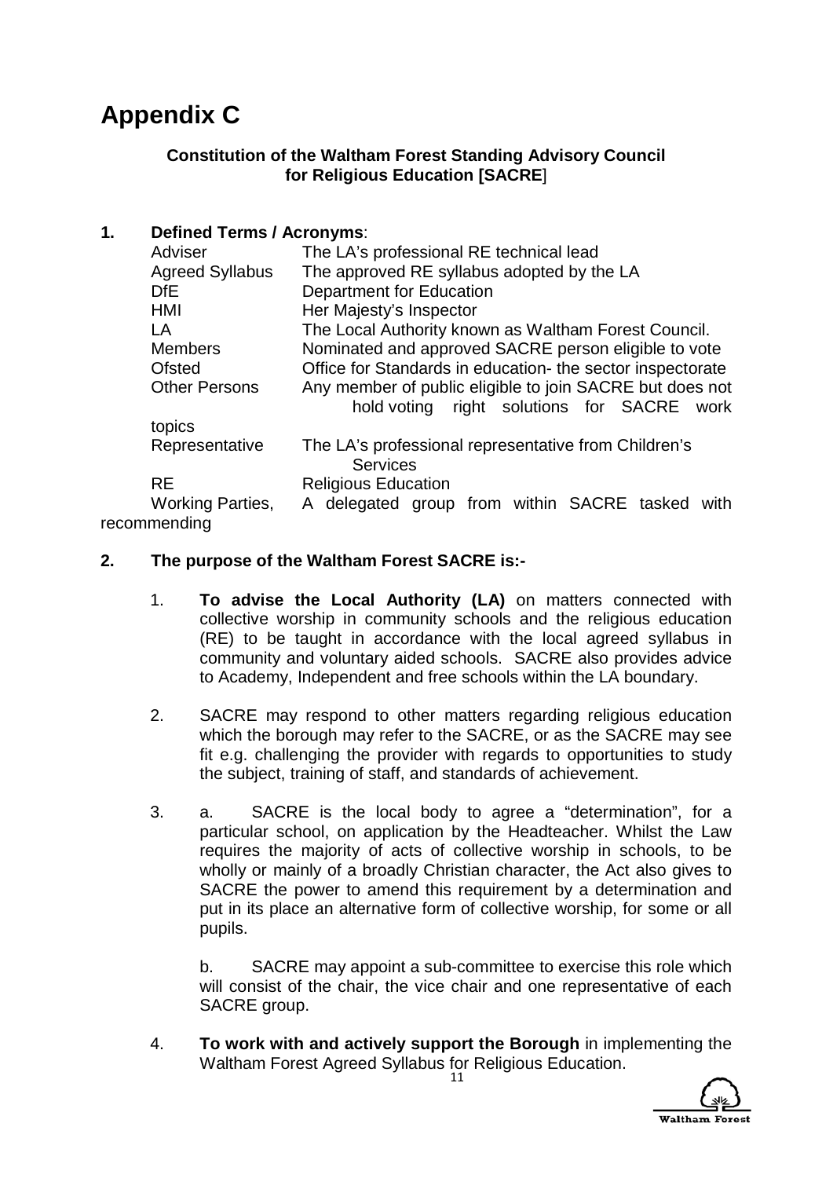# Appendix C

**Constitution of the Waltham Forest Standing Advisory Council for Religious Education [SACRE]**

## 1. Defined Terms / Acronyms:

| Term | Definition |
|---|---|
| Adviser | The LA's professional RE technical lead |
| Agreed Syllabus | The approved RE syllabus adopted by the LA |
| DfE | Department for Education |
| HMI | Her Majesty's Inspector |
| LA | The Local Authority known as Waltham Forest Council. |
| Members | Nominated and approved SACRE person eligible to vote |
| Ofsted | Office for Standards in education- the sector inspectorate |
| Other Persons | Any member of public eligible to join SACRE but does not hold voting right solutions for SACRE work topics |
| Representative | The LA's professional representative from Children's Services |
| RE | Religious Education |
| Working Parties, | A delegated group from within SACRE tasked with recommending |

## 2. The purpose of the Waltham Forest SACRE is:-

1. **To advise the Local Authority (LA)** on matters connected with collective worship in community schools and the religious education (RE) to be taught in accordance with the local agreed syllabus in community and voluntary aided schools. SACRE also provides advice to Academy, Independent and free schools within the LA boundary.

2. SACRE may respond to other matters regarding religious education which the borough may refer to the SACRE, or as the SACRE may see fit e.g. challenging the provider with regards to opportunities to study the subject, training of staff, and standards of achievement.

3. a. SACRE is the local body to agree a "determination", for a particular school, on application by the Headteacher. Whilst the Law requires the majority of acts of collective worship in schools, to be wholly or mainly of a broadly Christian character, the Act also gives to SACRE the power to amend this requirement by a determination and put in its place an alternative form of collective worship, for some or all pupils.

   b. SACRE may appoint a sub-committee to exercise this role which will consist of the chair, the vice chair and one representative of each SACRE group.

4. **To work with and actively support the Borough** in implementing the Waltham Forest Agreed Syllabus for Religious Education.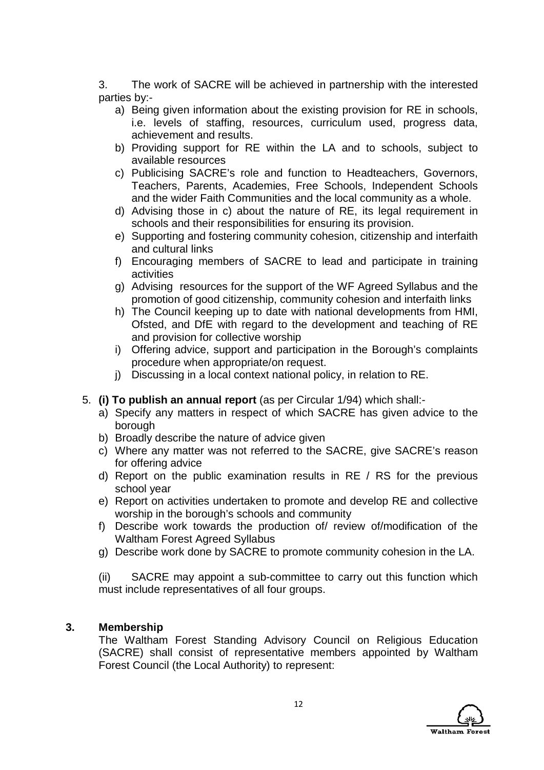3. The work of SACRE will be achieved in partnership with the interested parties by:-

a) Being given information about the existing provision for RE in schools, i.e. levels of staffing, resources, curriculum used, progress data, achievement and results.
b) Providing support for RE within the LA and to schools, subject to available resources
c) Publicising SACRE's role and function to Headteachers, Governors, Teachers, Parents, Academies, Free Schools, Independent Schools and the wider Faith Communities and the local community as a whole.
d) Advising those in c) about the nature of RE, its legal requirement in schools and their responsibilities for ensuring its provision.
e) Supporting and fostering community cohesion, citizenship and interfaith and cultural links
f) Encouraging members of SACRE to lead and participate in training activities
g) Advising resources for the support of the WF Agreed Syllabus and the promotion of good citizenship, community cohesion and interfaith links
h) The Council keeping up to date with national developments from HMI, Ofsted, and DfE with regard to the development and teaching of RE and provision for collective worship
i) Offering advice, support and participation in the Borough's complaints procedure when appropriate/on request.
j) Discussing in a local context national policy, in relation to RE.

5. **(i) To publish an annual report** (as per Circular 1/94) which shall:-

a) Specify any matters in respect of which SACRE has given advice to the borough
b) Broadly describe the nature of advice given
c) Where any matter was not referred to the SACRE, give SACRE's reason for offering advice
d) Report on the public examination results in RE / RS for the previous school year
e) Report on activities undertaken to promote and develop RE and collective worship in the borough's schools and community
f) Describe work towards the production of/ review of/modification of the Waltham Forest Agreed Syllabus
g) Describe work done by SACRE to promote community cohesion in the LA.

(ii) SACRE may appoint a sub-committee to carry out this function which must include representatives of all four groups.

### 3. Membership

The Waltham Forest Standing Advisory Council on Religious Education (SACRE) shall consist of representative members appointed by Waltham Forest Council (the Local Authority) to represent: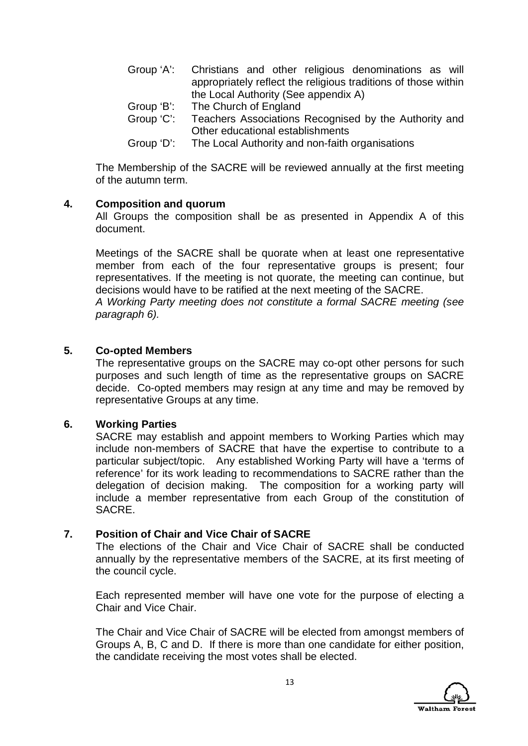Group 'A': Christians and other religious denominations as will appropriately reflect the religious traditions of those within the Local Authority (See appendix A)
Group 'B': The Church of England
Group 'C': Teachers Associations Recognised by the Authority and Other educational establishments
Group 'D': The Local Authority and non-faith organisations

The Membership of the SACRE will be reviewed annually at the first meeting of the autumn term.

## 4. Composition and quorum

All Groups the composition shall be as presented in Appendix A of this document.

Meetings of the SACRE shall be quorate when at least one representative member from each of the four representative groups is present; four representatives. If the meeting is not quorate, the meeting can continue, but decisions would have to be ratified at the next meeting of the SACRE.

*A Working Party meeting does not constitute a formal SACRE meeting (see paragraph 6).*

## 5. Co-opted Members

The representative groups on the SACRE may co-opt other persons for such purposes and such length of time as the representative groups on SACRE decide. Co-opted members may resign at any time and may be removed by representative Groups at any time.

## 6. Working Parties

SACRE may establish and appoint members to Working Parties which may include non-members of SACRE that have the expertise to contribute to a particular subject/topic. Any established Working Party will have a 'terms of reference' for its work leading to recommendations to SACRE rather than the delegation of decision making. The composition for a working party will include a member representative from each Group of the constitution of SACRE.

## 7. Position of Chair and Vice Chair of SACRE

The elections of the Chair and Vice Chair of SACRE shall be conducted annually by the representative members of the SACRE, at its first meeting of the council cycle.

Each represented member will have one vote for the purpose of electing a Chair and Vice Chair.

The Chair and Vice Chair of SACRE will be elected from amongst members of Groups A, B, C and D. If there is more than one candidate for either position, the candidate receiving the most votes shall be elected.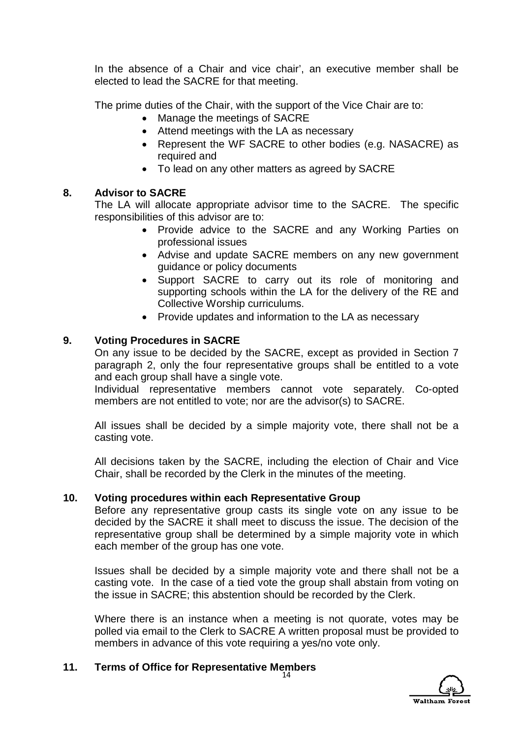In the absence of a Chair and vice chair', an executive member shall be elected to lead the SACRE for that meeting.

The prime duties of the Chair, with the support of the Vice Chair are to:

- Manage the meetings of SACRE
- Attend meetings with the LA as necessary
- Represent the WF SACRE to other bodies (e.g. NASACRE) as required and
- To lead on any other matters as agreed by SACRE

## 8. Advisor to SACRE

The LA will allocate appropriate advisor time to the SACRE. The specific responsibilities of this advisor are to:

- Provide advice to the SACRE and any Working Parties on professional issues
- Advise and update SACRE members on any new government guidance or policy documents
- Support SACRE to carry out its role of monitoring and supporting schools within the LA for the delivery of the RE and Collective Worship curriculums.
- Provide updates and information to the LA as necessary

## 9. Voting Procedures in SACRE

On any issue to be decided by the SACRE, except as provided in Section 7 paragraph 2, only the four representative groups shall be entitled to a vote and each group shall have a single vote.
Individual representative members cannot vote separately. Co-opted members are not entitled to vote; nor are the advisor(s) to SACRE.

All issues shall be decided by a simple majority vote, there shall not be a casting vote.

All decisions taken by the SACRE, including the election of Chair and Vice Chair, shall be recorded by the Clerk in the minutes of the meeting.

## 10. Voting procedures within each Representative Group

Before any representative group casts its single vote on any issue to be decided by the SACRE it shall meet to discuss the issue. The decision of the representative group shall be determined by a simple majority vote in which each member of the group has one vote.

Issues shall be decided by a simple majority vote and there shall not be a casting vote. In the case of a tied vote the group shall abstain from voting on the issue in SACRE; this abstention should be recorded by the Clerk.

Where there is an instance when a meeting is not quorate, votes may be polled via email to the Clerk to SACRE A written proposal must be provided to members in advance of this vote requiring a yes/no vote only.

## 11. Terms of Office for Representative Members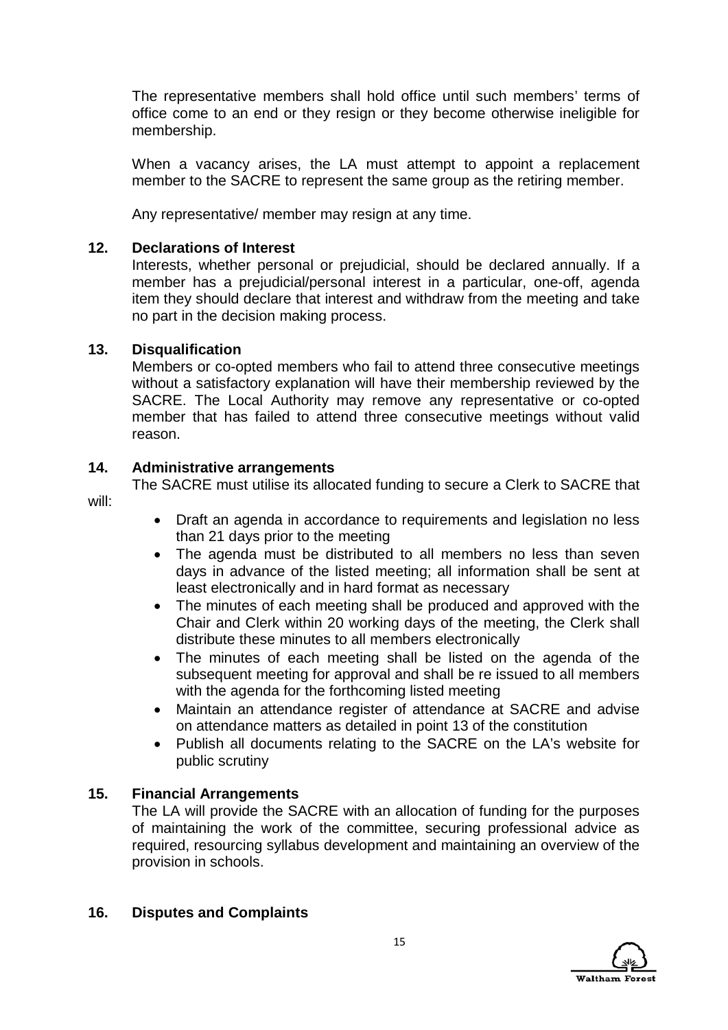The representative members shall hold office until such members' terms of office come to an end or they resign or they become otherwise ineligible for membership.

When a vacancy arises, the LA must attempt to appoint a replacement member to the SACRE to represent the same group as the retiring member.

Any representative/ member may resign at any time.

### 12. Declarations of Interest

Interests, whether personal or prejudicial, should be declared annually. If a member has a prejudicial/personal interest in a particular, one-off, agenda item they should declare that interest and withdraw from the meeting and take no part in the decision making process.

### 13. Disqualification

Members or co-opted members who fail to attend three consecutive meetings without a satisfactory explanation will have their membership reviewed by the SACRE. The Local Authority may remove any representative or co-opted member that has failed to attend three consecutive meetings without valid reason.

### 14. Administrative arrangements

The SACRE must utilise its allocated funding to secure a Clerk to SACRE that will:

- Draft an agenda in accordance to requirements and legislation no less than 21 days prior to the meeting
- The agenda must be distributed to all members no less than seven days in advance of the listed meeting; all information shall be sent at least electronically and in hard format as necessary
- The minutes of each meeting shall be produced and approved with the Chair and Clerk within 20 working days of the meeting, the Clerk shall distribute these minutes to all members electronically
- The minutes of each meeting shall be listed on the agenda of the subsequent meeting for approval and shall be re issued to all members with the agenda for the forthcoming listed meeting
- Maintain an attendance register of attendance at SACRE and advise on attendance matters as detailed in point 13 of the constitution
- Publish all documents relating to the SACRE on the LA's website for public scrutiny

### 15. Financial Arrangements

The LA will provide the SACRE with an allocation of funding for the purposes of maintaining the work of the committee, securing professional advice as required, resourcing syllabus development and maintaining an overview of the provision in schools.

### 16. Disputes and Complaints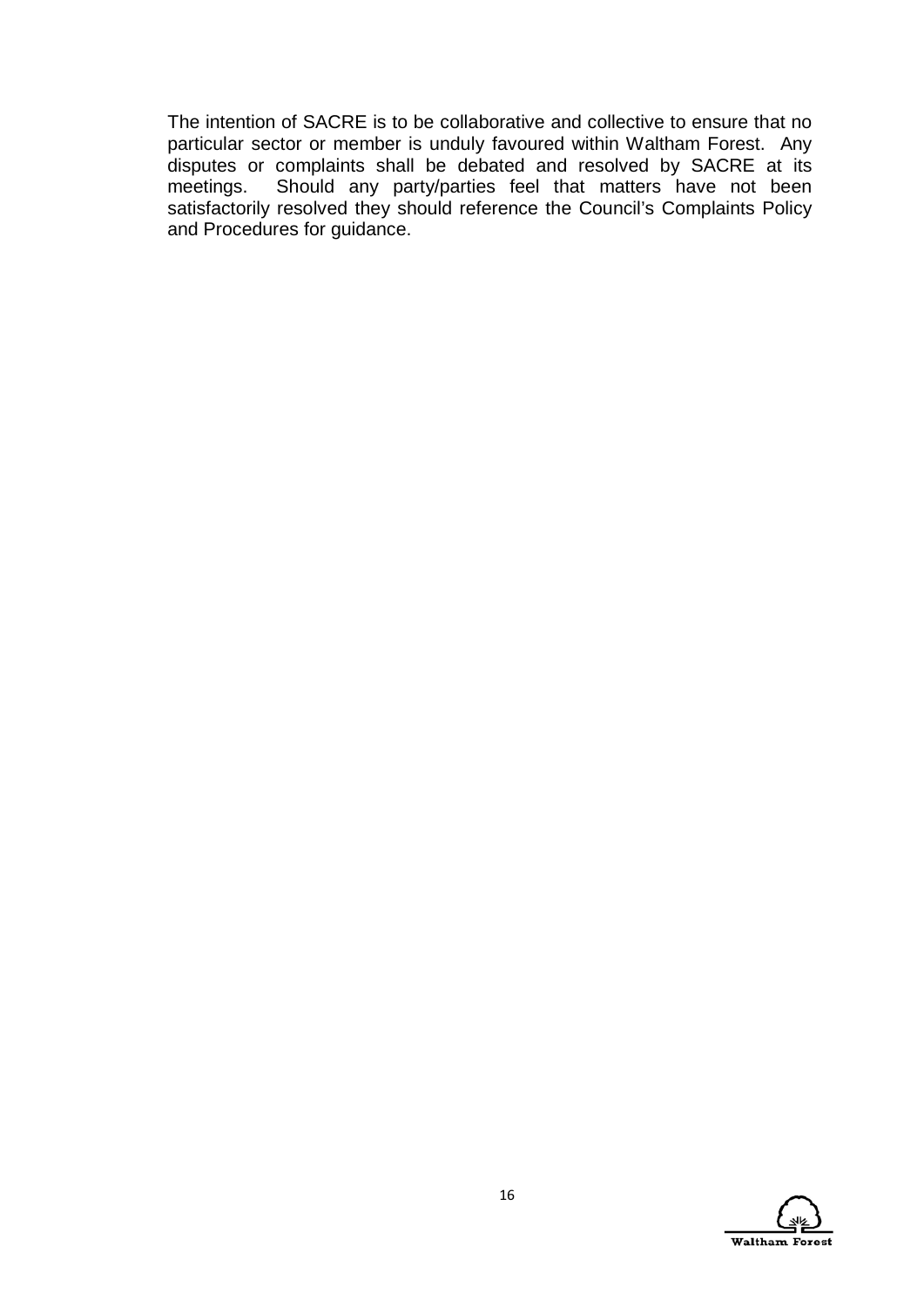The intention of SACRE is to be collaborative and collective to ensure that no particular sector or member is unduly favoured within Waltham Forest. Any disputes or complaints shall be debated and resolved by SACRE at its meetings. Should any party/parties feel that matters have not been satisfactorily resolved they should reference the Council's Complaints Policy and Procedures for guidance.